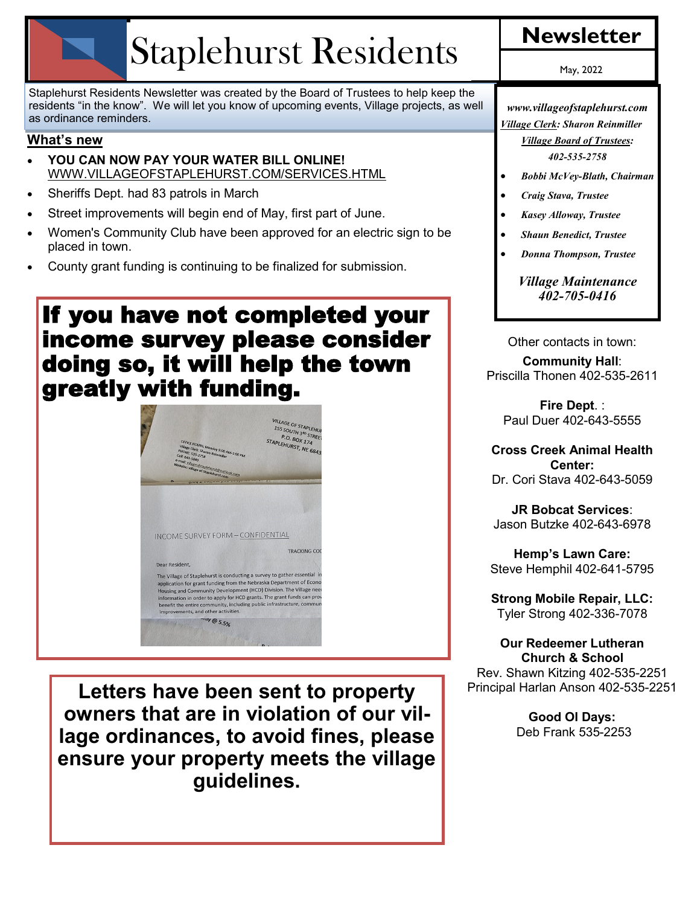# Staplehurst Residents

## Newsletter

May, 2022

Staplehurst Residents Newsletter was created by the Board of Trustees to help keep the residents "in the know". We will let you know of upcoming events, Village projects, as well as ordinance reminders.

**What's new**

- **YOU CAN NOW PAY YOUR WATER BILL ONLINE!** WWW.VILLAGEOFSTAPLEHURST.COM/SERVICES.HTML
- Sheriffs Dept. had 83 patrols in March
- Street improvements will begin end of May, first part of June.
- Women's Community Club have been approved for an electric sign to be placed in town.
- County grant funding is continuing to be finalized for submission.

## If you have not completed your income survey please consider doing so, it will help the town greatly with funding.

**Letters have been sent to property owners that are in violation of our village ordinances, to avoid fines, please ensure your property meets the village guidelines.**

*www.villageofstaplehurst.com*

*Village Clerk: Sharon Reinmiller*

*Village Board of Trustees:*

*402-535-2758*

- *Bobbi McVey-Blath, Chairman*
- *Craig Stava, Trustee*
- *Kasey Alloway, Trustee*
- *Shaun Benedict, Trustee*
- *Donna Thompson, Trustee*

*Village Maintenance*
*402-705-0416*

Other contacts in town:

**Community Hall**:
Priscilla Thonen 402-535-2611

**Fire Dept**. :
Paul Duer 402-643-5555

**Cross Creek Animal Health Center:**
Dr. Cori Stava 402-643-5059

**JR Bobcat Services**:
Jason Butzke 402-643-6978

**Hemp's Lawn Care:**
Steve Hemphil 402-641-5795

**Strong Mobile Repair, LLC:**
Tyler Strong 402-336-7078

**Our Redeemer Lutheran Church & School**
Rev. Shawn Kitzing 402-535-2251
Principal Harlan Anson 402-535-2251

**Good Ol Days:**
Deb Frank 535-2253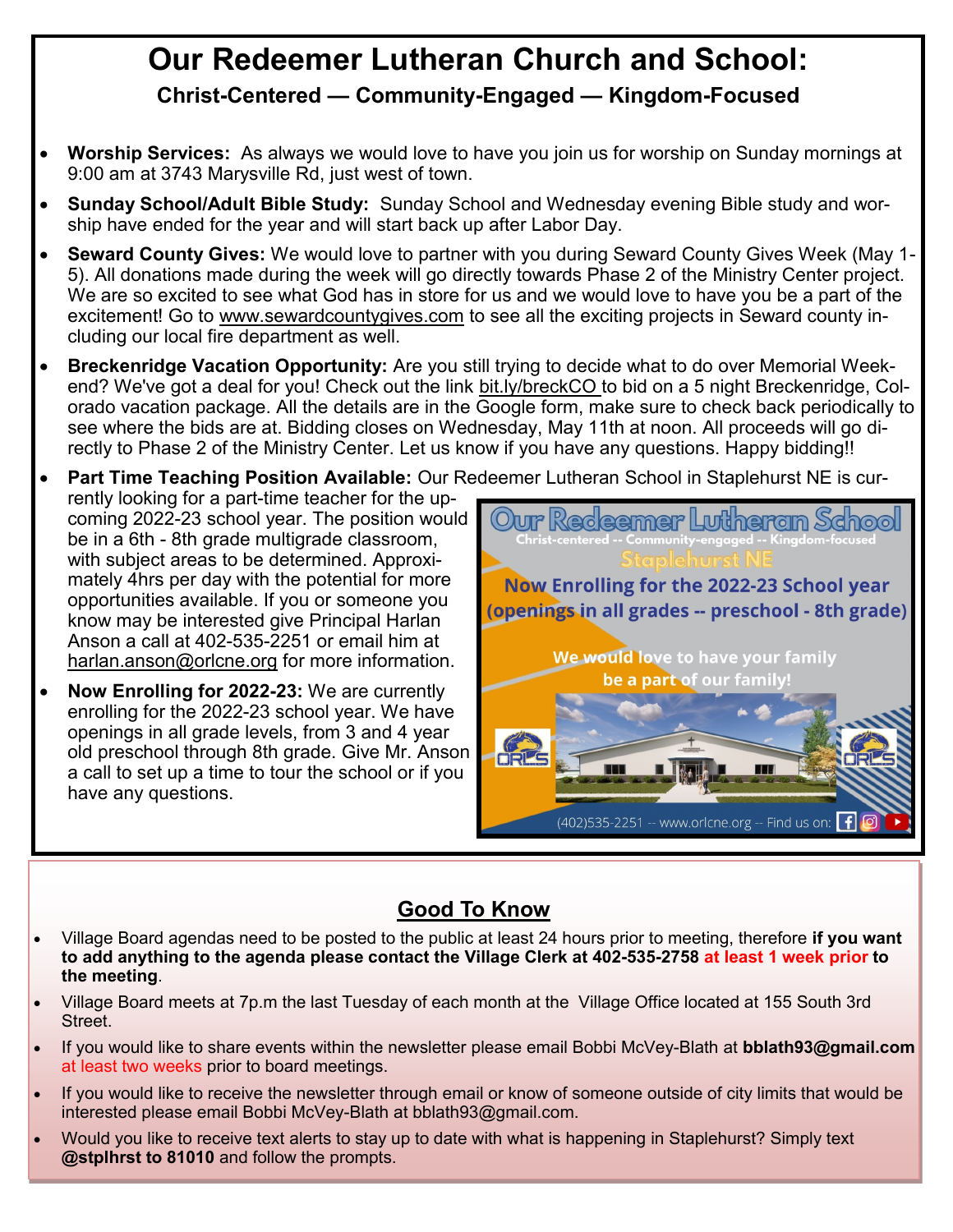# Our Redeemer Lutheran Church and School:

**Christ-Centered — Community-Engaged — Kingdom-Focused**

- **Worship Services:** As always we would love to have you join us for worship on Sunday mornings at 9:00 am at 3743 Marysville Rd, just west of town.
- **Sunday School/Adult Bible Study:** Sunday School and Wednesday evening Bible study and worship have ended for the year and will start back up after Labor Day.
- **Seward County Gives:** We would love to partner with you during Seward County Gives Week (May 1-5). All donations made during the week will go directly towards Phase 2 of the Ministry Center project. We are so excited to see what God has in store for us and we would love to have you be a part of the excitement! Go to www.sewardcountygives.com to see all the exciting projects in Seward county including our local fire department as well.
- **Breckenridge Vacation Opportunity:** Are you still trying to decide what to do over Memorial Weekend? We've got a deal for you! Check out the link bit.ly/breckCO to bid on a 5 night Breckenridge, Colorado vacation package. All the details are in the Google form, make sure to check back periodically to see where the bids are at. Bidding closes on Wednesday, May 11th at noon. All proceeds will go directly to Phase 2 of the Ministry Center. Let us know if you have any questions. Happy bidding!!
- **Part Time Teaching Position Available:** Our Redeemer Lutheran School in Staplehurst NE is currently looking for a part-time teacher for the upcoming 2022-23 school year. The position would be in a 6th - 8th grade multigrade classroom, with subject areas to be determined. Approximately 4hrs per day with the potential for more opportunities available. If you or someone you know may be interested give Principal Harlan Anson a call at 402-535-2251 or email him at harlan.anson@orlcne.org for more information.
- **Now Enrolling for 2022-23:** We are currently enrolling for the 2022-23 school year. We have openings in all grade levels, from 3 and 4 year old preschool through 8th grade. Give Mr. Anson a call to set up a time to tour the school or if you have any questions.

Our Redeemer Lutheran School
Christ-centered -- Community-engaged -- Kingdom-focused
Staplehurst NE
Now Enrolling for the 2022-23 School year
(openings in all grades -- preschool - 8th grade)
We would love to have your family be a part of our family!
(402)535-2251 -- www.orlcne.org -- Find us on:

## Good To Know

- Village Board agendas need to be posted to the public at least 24 hours prior to meeting, therefore **if you want to add anything to the agenda please contact the Village Clerk at 402-535-2758 at least 1 week prior to the meeting**.
- Village Board meets at 7p.m the last Tuesday of each month at the Village Office located at 155 South 3rd Street.
- If you would like to share events within the newsletter please email Bobbi McVey-Blath at **bblath93@gmail.com** at least two weeks prior to board meetings.
- If you would like to receive the newsletter through email or know of someone outside of city limits that would be interested please email Bobbi McVey-Blath at bblath93@gmail.com.
- Would you like to receive text alerts to stay up to date with what is happening in Staplehurst? Simply text **@stplhrst to 81010** and follow the prompts.